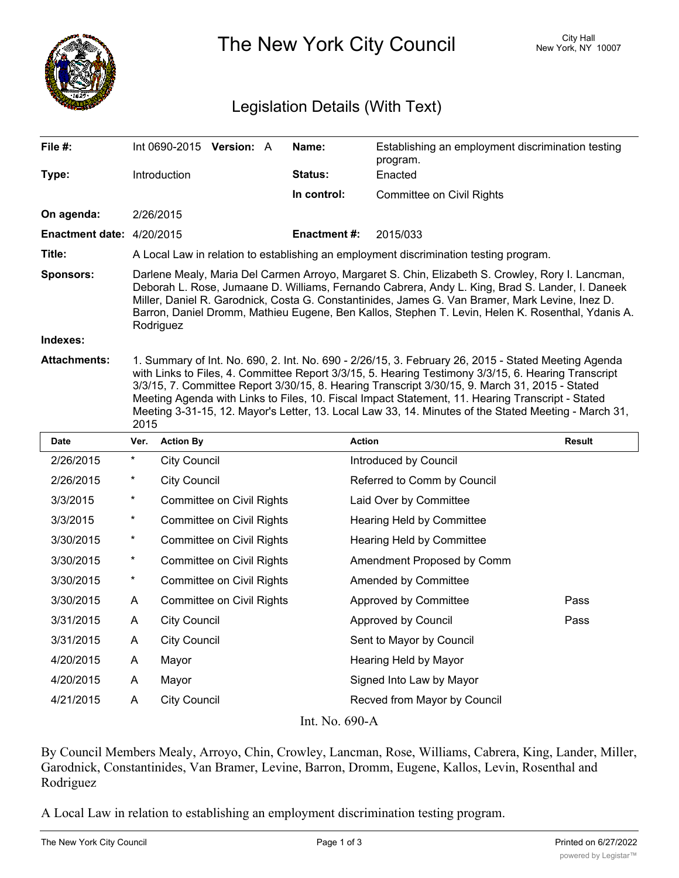# The New York City Council

City Hall
New York, NY 10007

## Legislation Details (With Text)

| | | | |
|---|---|---|---|
| **File #:** | Int 0690-2015 **Version:** A | **Name:** | Establishing an employment discrimination testing program. |
| **Type:** | Introduction | **Status:** | Enacted |
| | | **In control:** | Committee on Civil Rights |
| **On agenda:** | 2/26/2015 | | |
| **Enactment date:** | 4/20/2015 | **Enactment #:** | 2015/033 |

**Title:** A Local Law in relation to establishing an employment discrimination testing program.

**Sponsors:** Darlene Mealy, Maria Del Carmen Arroyo, Margaret S. Chin, Elizabeth S. Crowley, Rory I. Lancman, Deborah L. Rose, Jumaane D. Williams, Fernando Cabrera, Andy L. King, Brad S. Lander, I. Daneek Miller, Daniel R. Garodnick, Costa G. Constantinides, James G. Van Bramer, Mark Levine, Inez D. Barron, Daniel Dromm, Mathieu Eugene, Ben Kallos, Stephen T. Levin, Helen K. Rosenthal, Ydanis A. Rodriguez

**Indexes:**

**Attachments:** 1. Summary of Int. No. 690, 2. Int. No. 690 - 2/26/15, 3. February 26, 2015 - Stated Meeting Agenda with Links to Files, 4. Committee Report 3/3/15, 5. Hearing Testimony 3/3/15, 6. Hearing Transcript 3/3/15, 7. Committee Report 3/30/15, 8. Hearing Transcript 3/30/15, 9. March 31, 2015 - Stated Meeting Agenda with Links to Files, 10. Fiscal Impact Statement, 11. Hearing Transcript - Stated Meeting 3-31-15, 12. Mayor's Letter, 13. Local Law 33, 14. Minutes of the Stated Meeting - March 31, 2015

| Date | Ver. | Action By | Action | Result |
|---|---|---|---|---|
| 2/26/2015 | * | City Council | Introduced by Council | |
| 2/26/2015 | * | City Council | Referred to Comm by Council | |
| 3/3/2015 | * | Committee on Civil Rights | Laid Over by Committee | |
| 3/3/2015 | * | Committee on Civil Rights | Hearing Held by Committee | |
| 3/30/2015 | * | Committee on Civil Rights | Hearing Held by Committee | |
| 3/30/2015 | * | Committee on Civil Rights | Amendment Proposed by Comm | |
| 3/30/2015 | * | Committee on Civil Rights | Amended by Committee | |
| 3/30/2015 | A | Committee on Civil Rights | Approved by Committee | Pass |
| 3/31/2015 | A | City Council | Approved by Council | Pass |
| 3/31/2015 | A | City Council | Sent to Mayor by Council | |
| 4/20/2015 | A | Mayor | Hearing Held by Mayor | |
| 4/20/2015 | A | Mayor | Signed Into Law by Mayor | |
| 4/21/2015 | A | City Council | Recved from Mayor by Council | |

Int. No. 690-A

By Council Members Mealy, Arroyo, Chin, Crowley, Lancman, Rose, Williams, Cabrera, King, Lander, Miller, Garodnick, Constantinides, Van Bramer, Levine, Barron, Dromm, Eugene, Kallos, Levin, Rosenthal and Rodriguez

A Local Law in relation to establishing an employment discrimination testing program.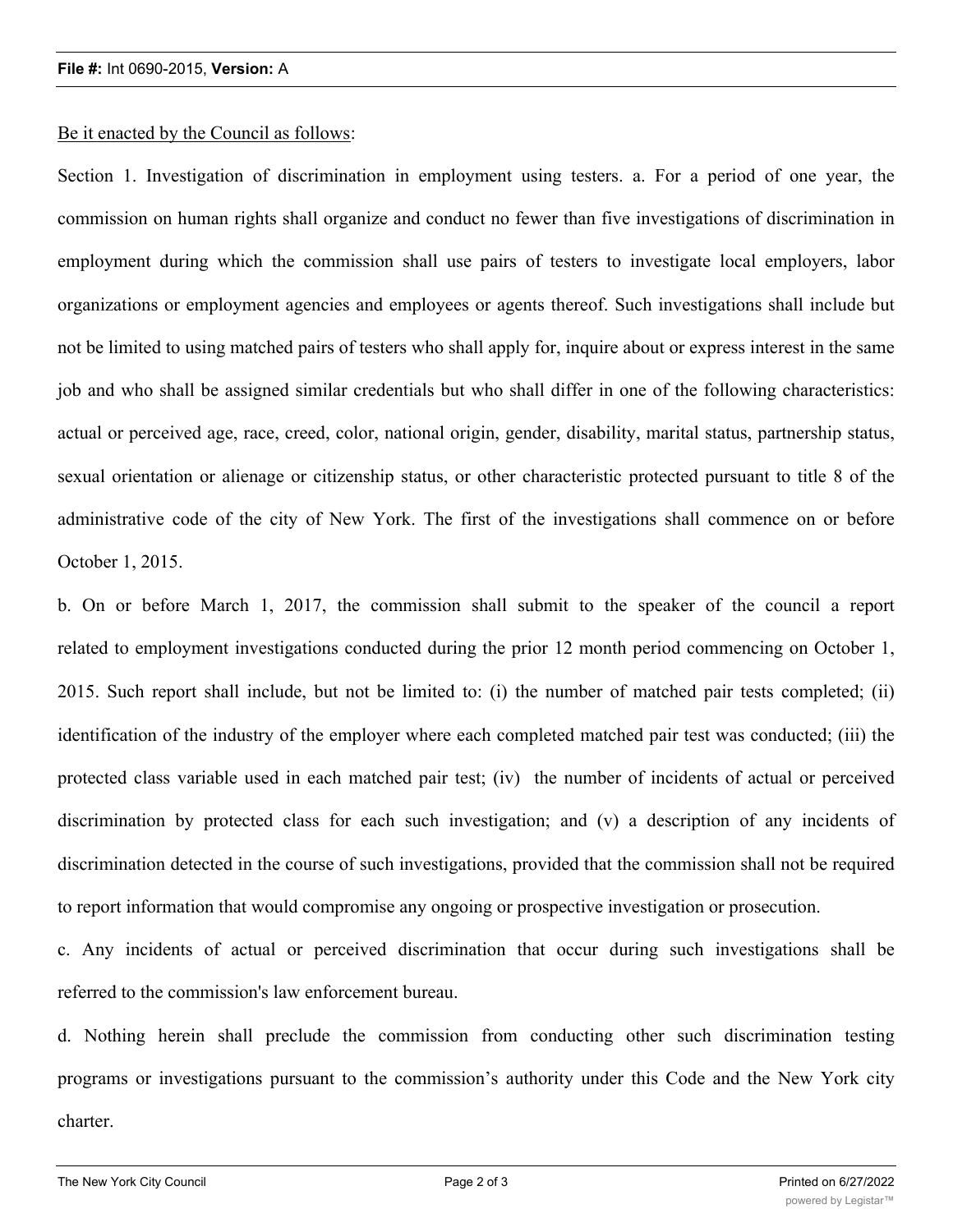Be it enacted by the Council as follows:

Section 1. Investigation of discrimination in employment using testers. a. For a period of one year, the commission on human rights shall organize and conduct no fewer than five investigations of discrimination in employment during which the commission shall use pairs of testers to investigate local employers, labor organizations or employment agencies and employees or agents thereof. Such investigations shall include but not be limited to using matched pairs of testers who shall apply for, inquire about or express interest in the same job and who shall be assigned similar credentials but who shall differ in one of the following characteristics: actual or perceived age, race, creed, color, national origin, gender, disability, marital status, partnership status, sexual orientation or alienage or citizenship status, or other characteristic protected pursuant to title 8 of the administrative code of the city of New York. The first of the investigations shall commence on or before October 1, 2015.

b. On or before March 1, 2017, the commission shall submit to the speaker of the council a report related to employment investigations conducted during the prior 12 month period commencing on October 1, 2015. Such report shall include, but not be limited to: (i) the number of matched pair tests completed; (ii) identification of the industry of the employer where each completed matched pair test was conducted; (iii) the protected class variable used in each matched pair test; (iv) the number of incidents of actual or perceived discrimination by protected class for each such investigation; and (v) a description of any incidents of discrimination detected in the course of such investigations, provided that the commission shall not be required to report information that would compromise any ongoing or prospective investigation or prosecution.

c. Any incidents of actual or perceived discrimination that occur during such investigations shall be referred to the commission's law enforcement bureau.

d. Nothing herein shall preclude the commission from conducting other such discrimination testing programs or investigations pursuant to the commission's authority under this Code and the New York city charter.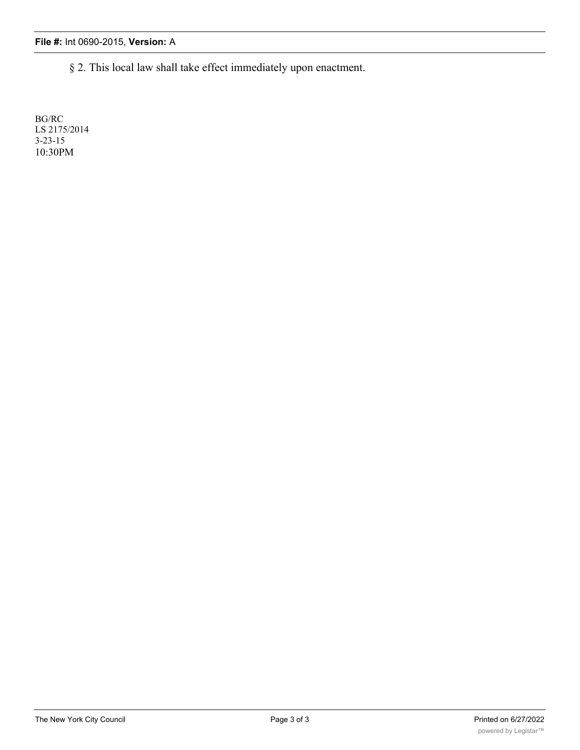§ 2. This local law shall take effect immediately upon enactment.

BG/RC
LS 2175/2014
3-23-15
10:30PM